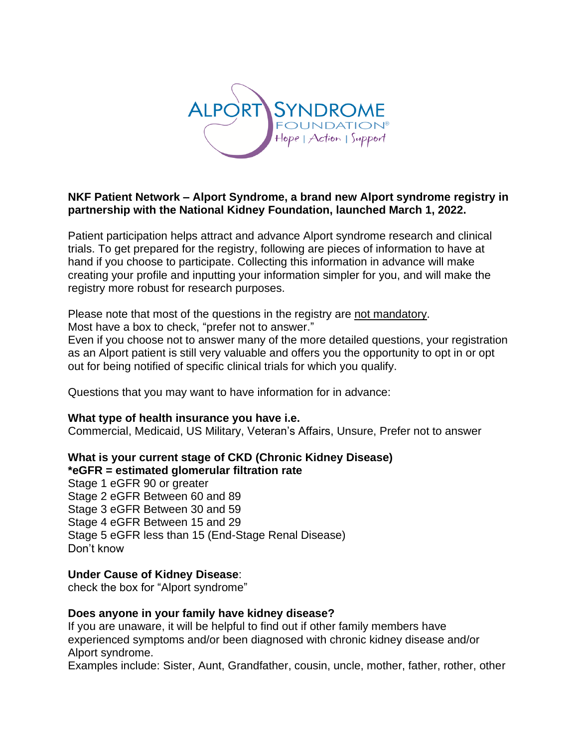ALPORT SYNDROME FOUNDATION®
Hope | Action | Support

**NKF Patient Network – Alport Syndrome, a brand new Alport syndrome registry in partnership with the National Kidney Foundation, launched March 1, 2022.**

Patient participation helps attract and advance Alport syndrome research and clinical trials. To get prepared for the registry, following are pieces of information to have at hand if you choose to participate. Collecting this information in advance will make creating your profile and inputting your information simpler for you, and will make the registry more robust for research purposes.

Please note that most of the questions in the registry are <u>not mandatory</u>.
Most have a box to check, "prefer not to answer."
Even if you choose not to answer many of the more detailed questions, your registration as an Alport patient is still very valuable and offers you the opportunity to opt in or opt out for being notified of specific clinical trials for which you qualify.

Questions that you may want to have information for in advance:

**What type of health insurance you have i.e.**
Commercial, Medicaid, US Military, Veteran's Affairs, Unsure, Prefer not to answer

**What is your current stage of CKD (Chronic Kidney Disease)**
***eGFR = estimated glomerular filtration rate**
Stage 1 eGFR 90 or greater
Stage 2 eGFR Between 60 and 89
Stage 3 eGFR Between 30 and 59
Stage 4 eGFR Between 15 and 29
Stage 5 eGFR less than 15 (End-Stage Renal Disease)
Don't know

**Under Cause of Kidney Disease**:
check the box for "Alport syndrome"

**Does anyone in your family have kidney disease?**
If you are unaware, it will be helpful to find out if other family members have experienced symptoms and/or been diagnosed with chronic kidney disease and/or Alport syndrome.
Examples include: Sister, Aunt, Grandfather, cousin, uncle, mother, father, rother, other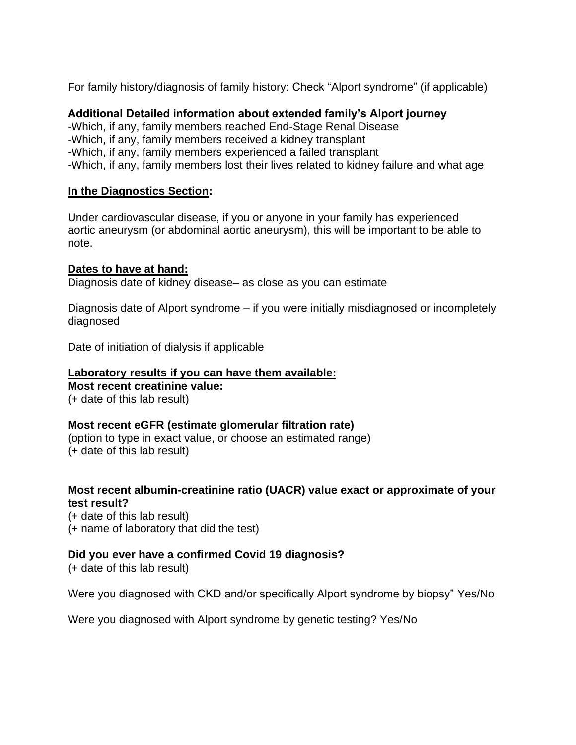For family history/diagnosis of family history: Check "Alport syndrome" (if applicable)

**Additional Detailed information about extended family's Alport journey**

-Which, if any, family members reached End-Stage Renal Disease
-Which, if any, family members received a kidney transplant
-Which, if any, family members experienced a failed transplant
-Which, if any, family members lost their lives related to kidney failure and what age

**<u>In the Diagnostics Section</u>:**

Under cardiovascular disease, if you or anyone in your family has experienced aortic aneurysm (or abdominal aortic aneurysm), this will be important to be able to note.

**<u>Dates to have at hand:</u>**

Diagnosis date of kidney disease– as close as you can estimate

Diagnosis date of Alport syndrome – if you were initially misdiagnosed or incompletely diagnosed

Date of initiation of dialysis if applicable

**<u>Laboratory results if you can have them available:</u>**

**Most recent creatinine value:**
(+ date of this lab result)

**Most recent eGFR (estimate glomerular filtration rate)**
(option to type in exact value, or choose an estimated range)
(+ date of this lab result)

**Most recent albumin-creatinine ratio (UACR) value exact or approximate of your test result?**
(+ date of this lab result)
(+ name of laboratory that did the test)

**Did you ever have a confirmed Covid 19 diagnosis?**
(+ date of this lab result)

Were you diagnosed with CKD and/or specifically Alport syndrome by biopsy" Yes/No

Were you diagnosed with Alport syndrome by genetic testing? Yes/No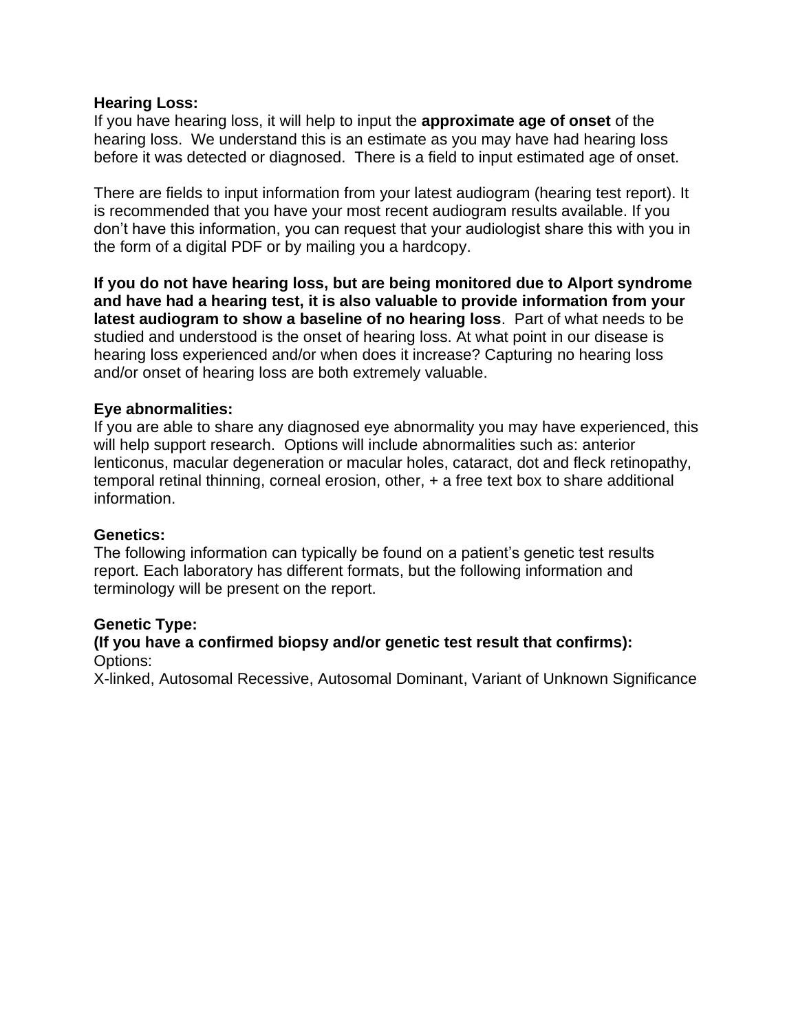**Hearing Loss:**

If you have hearing loss, it will help to input the **approximate age of onset** of the hearing loss. We understand this is an estimate as you may have had hearing loss before it was detected or diagnosed. There is a field to input estimated age of onset.

There are fields to input information from your latest audiogram (hearing test report). It is recommended that you have your most recent audiogram results available. If you don't have this information, you can request that your audiologist share this with you in the form of a digital PDF or by mailing you a hardcopy.

**If you do not have hearing loss, but are being monitored due to Alport syndrome and have had a hearing test, it is also valuable to provide information from your latest audiogram to show a baseline of no hearing loss**. Part of what needs to be studied and understood is the onset of hearing loss. At what point in our disease is hearing loss experienced and/or when does it increase? Capturing no hearing loss and/or onset of hearing loss are both extremely valuable.

**Eye abnormalities:**

If you are able to share any diagnosed eye abnormality you may have experienced, this will help support research. Options will include abnormalities such as: anterior lenticonus, macular degeneration or macular holes, cataract, dot and fleck retinopathy, temporal retinal thinning, corneal erosion, other, + a free text box to share additional information.

**Genetics:**

The following information can typically be found on a patient's genetic test results report. Each laboratory has different formats, but the following information and terminology will be present on the report.

**Genetic Type:**

**(If you have a confirmed biopsy and/or genetic test result that confirms):**

Options:

X-linked, Autosomal Recessive, Autosomal Dominant, Variant of Unknown Significance